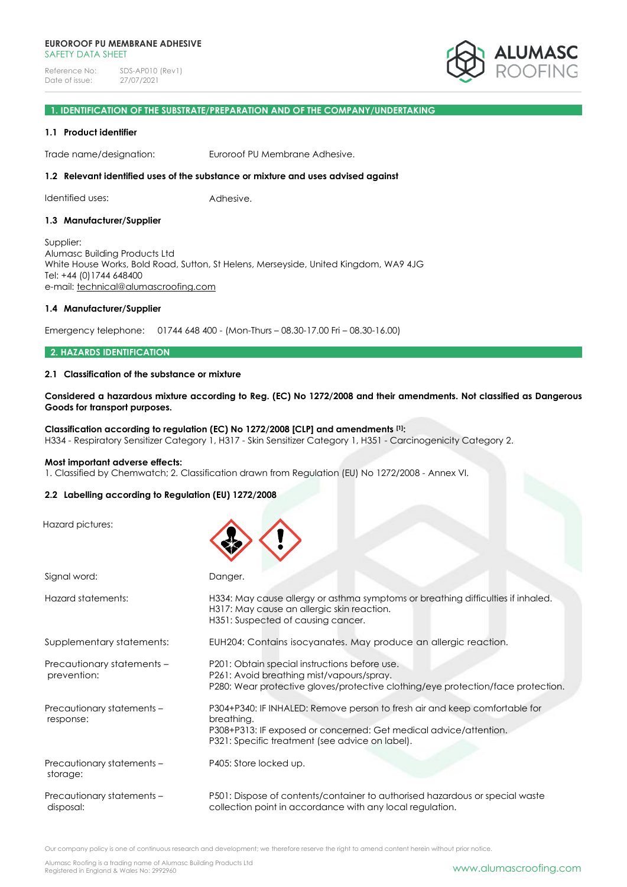**EUROROOF PU MEMBRANE ADHESIVE**
SAFETY DATA SHEET

Reference No: SDS-AP010 (Rev1)
Date of issue: 27/07/2021

ALUMASC ROOFING

## 1. IDENTIFICATION OF THE SUBSTRATE/PREPARATION AND OF THE COMPANY/UNDERTAKING

### 1.1 Product identifier

Trade name/designation: Euroroof PU Membrane Adhesive.

### 1.2 Relevant identified uses of the substance or mixture and uses advised against

Identified uses: Adhesive.

### 1.3 Manufacturer/Supplier

Supplier:
Alumasc Building Products Ltd
White House Works, Bold Road, Sutton, St Helens, Merseyside, United Kingdom, WA9 4JG
Tel: +44 (0)1744 648400
e-mail: technical@alumascroofing.com

### 1.4 Manufacturer/Supplier

Emergency telephone: 01744 648 400 - (Mon-Thurs – 08.30-17.00 Fri – 08.30-16.00)

## 2. HAZARDS IDENTIFICATION

### 2.1 Classification of the substance or mixture

**Considered a hazardous mixture according to Reg. (EC) No 1272/2008 and their amendments. Not classified as Dangerous Goods for transport purposes.**

**Classification according to regulation (EC) No 1272/2008 [CLP] and amendments [1]:**
H334 - Respiratory Sensitizer Category 1, H317 - Skin Sensitizer Category 1, H351 - Carcinogenicity Category 2.

**Most important adverse effects:**
1. Classified by Chemwatch; 2. Classification drawn from Regulation (EU) No 1272/2008 - Annex VI.

### 2.2 Labelling according to Regulation (EU) 1272/2008

Hazard pictures:

Signal word: Danger.

Hazard statements:
H334: May cause allergy or asthma symptoms or breathing difficulties if inhaled.
H317: May cause an allergic skin reaction.
H351: Suspected of causing cancer.

Supplementary statements: EUH204: Contains isocyanates. May produce an allergic reaction.

Precautionary statements – prevention:
P201: Obtain special instructions before use.
P261: Avoid breathing mist/vapours/spray.
P280: Wear protective gloves/protective clothing/eye protection/face protection.

Precautionary statements – response:
P304+P340: IF INHALED: Remove person to fresh air and keep comfortable for breathing.
P308+P313: IF exposed or concerned: Get medical advice/attention.
P321: Specific treatment (see advice on label).

Precautionary statements – storage: P405: Store locked up.

Precautionary statements – disposal: P501: Dispose of contents/container to authorised hazardous or special waste collection point in accordance with any local regulation.

Our company policy is one of continuous research and development; we therefore reserve the right to amend content herein without prior notice.

Alumasc Roofing is a trading name of Alumasc Building Products Ltd
Registered in England & Wales No: 2992960

www.alumascroofing.com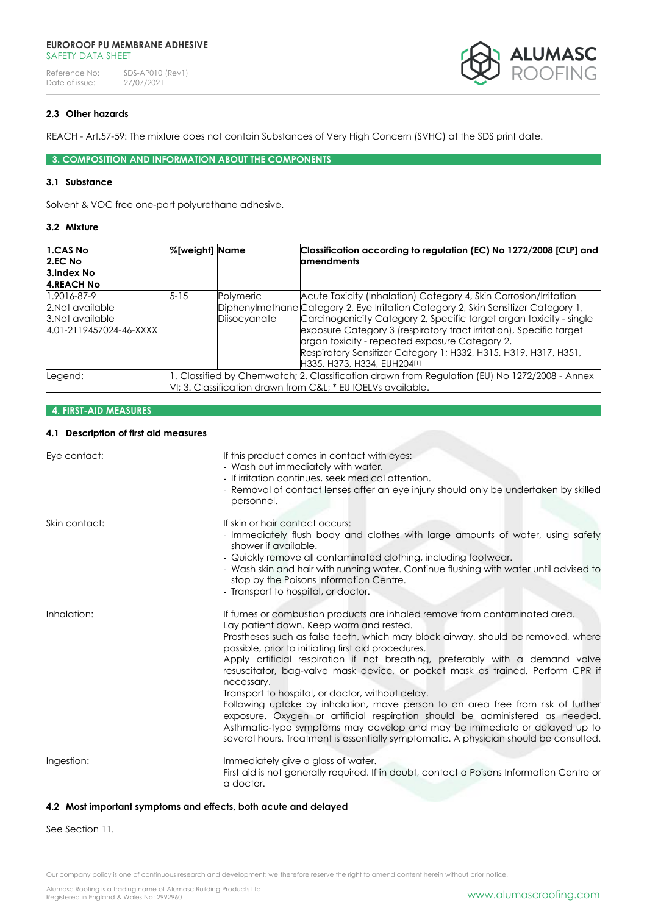## 2.3 Other hazards

REACH - Art.57-59: The mixture does not contain Substances of Very High Concern (SVHC) at the SDS print date.

## 3. COMPOSITION AND INFORMATION ABOUT THE COMPONENTS

### 3.1 Substance

Solvent & VOC free one-part polyurethane adhesive.

### 3.2 Mixture

| 1.CAS No<br>2.EC No<br>3.Index No<br>4.REACH No | %[weight] | Name | Classification according to regulation (EC) No 1272/2008 [CLP] and amendments |
|---|---|---|---|
| 1.9016-87-9<br>2.Not available<br>3.Not available<br>4.01-2119457024-46-XXXX | 5-15 | Polymeric Diphenylmethane Diisocyanate | Acute Toxicity (Inhalation) Category 4, Skin Corrosion/Irritation Category 2, Eye Irritation Category 2, Skin Sensitizer Category 1, Carcinogenicity Category 2, Specific target organ toxicity - single exposure Category 3 (respiratory tract irritation), Specific target organ toxicity - repeated exposure Category 2, Respiratory Sensitizer Category 1; H332, H315, H319, H317, H351, H335, H373, H334, EUH204[1] |
| Legend: | 1. Classified by Chemwatch; 2. Classification drawn from Regulation (EU) No 1272/2008 - Annex VI; 3. Classification drawn from C&L; * EU IOELVs available. | | |

## 4. FIRST-AID MEASURES

### 4.1 Description of first aid measures

**Eye contact:**

If this product comes in contact with eyes:
- Wash out immediately with water.
- If irritation continues, seek medical attention.
- Removal of contact lenses after an eye injury should only be undertaken by skilled personnel.

**Skin contact:**

If skin or hair contact occurs:
- Immediately flush body and clothes with large amounts of water, using safety shower if available.
- Quickly remove all contaminated clothing, including footwear.
- Wash skin and hair with running water. Continue flushing with water until advised to stop by the Poisons Information Centre.
- Transport to hospital, or doctor.

**Inhalation:**

If fumes or combustion products are inhaled remove from contaminated area.
Lay patient down. Keep warm and rested.
Prostheses such as false teeth, which may block airway, should be removed, where possible, prior to initiating first aid procedures.
Apply artificial respiration if not breathing, preferably with a demand valve resuscitator, bag-valve mask device, or pocket mask as trained. Perform CPR if necessary.
Transport to hospital, or doctor, without delay.
Following uptake by inhalation, move person to an area free from risk of further exposure. Oxygen or artificial respiration should be administered as needed. Asthmatic-type symptoms may develop and may be immediate or delayed up to several hours. Treatment is essentially symptomatic. A physician should be consulted.

**Ingestion:**

Immediately give a glass of water.
First aid is not generally required. If in doubt, contact a Poisons Information Centre or a doctor.

### 4.2 Most important symptoms and effects, both acute and delayed

See Section 11.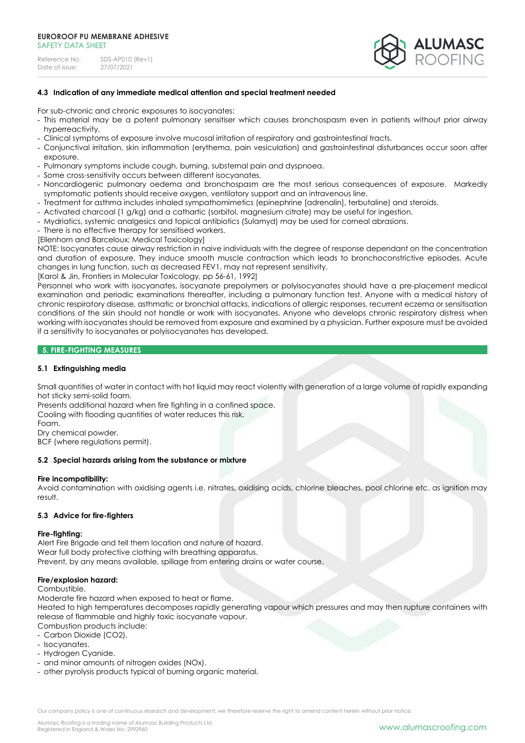### 4.3 Indication of any immediate medical attention and special treatment needed

For sub-chronic and chronic exposures to isocyanates:

- This material may be a potent pulmonary sensitiser which causes bronchospasm even in patients without prior airway hyperreactivity.
- Clinical symptoms of exposure involve mucosal irritation of respiratory and gastrointestinal tracts.
- Conjunctival irritation, skin inflammation (erythema, pain vesiculation) and gastrointestinal disturbances occur soon after exposure.
- Pulmonary symptoms include cough, burning, substernal pain and dyspnoea.
- Some cross-sensitivity occurs between different isocyanates.
- Noncardiogenic pulmonary oedema and bronchospasm are the most serious consequences of exposure. Markedly symptomatic patients should receive oxygen, ventilatory support and an intravenous line.
- Treatment for asthma includes inhaled sympathomimetics (epinephrine [adrenalin], terbutaline) and steroids.
- Activated charcoal (1 g/kg) and a cathartic (sorbitol, magnesium citrate) may be useful for ingestion.
- Mydriatics, systemic analgesics and topical antibiotics (Sulamyd) may be used for corneal abrasions.
- There is no effective therapy for sensitised workers.

[Ellenhorn and Barceloux; Medical Toxicology]

NOTE: Isocyanates cause airway restriction in naive individuals with the degree of response dependant on the concentration and duration of exposure. They induce smooth muscle contraction which leads to bronchoconstrictive episodes. Acute changes in lung function, such as decreased FEV1, may not represent sensitivity.

[Karol & Jin, Frontiers in Molecular Toxicology, pp 56-61, 1992]

Personnel who work with isocyanates, isocyanate prepolymers or polyisocyanates should have a pre-placement medical examination and periodic examinations thereafter, including a pulmonary function test. Anyone with a medical history of chronic respiratory disease, asthmatic or bronchial attacks, indications of allergic responses, recurrent eczema or sensitisation conditions of the skin should not handle or work with isocyanates. Anyone who develops chronic respiratory distress when working with isocyanates should be removed from exposure and examined by a physician. Further exposure must be avoided if a sensitivity to isocyanates or polyisocyanates has developed.

## 5. FIRE-FIGHTING MEASURES

### 5.1 Extinguishing media

Small quantities of water in contact with hot liquid may react violently with generation of a large volume of rapidly expanding hot sticky semi-solid foam.
Presents additional hazard when fire fighting in a confined space.
Cooling with flooding quantities of water reduces this risk.
Foam.
Dry chemical powder.
BCF (where regulations permit).

### 5.2 Special hazards arising from the substance or mixture

**Fire incompatibility:**
Avoid contamination with oxidising agents i.e. nitrates, oxidising acids, chlorine bleaches, pool chlorine etc. as ignition may result.

### 5.3 Advice for fire-fighters

**Fire-fighting:**
Alert Fire Brigade and tell them location and nature of hazard.
Wear full body protective clothing with breathing apparatus.
Prevent, by any means available, spillage from entering drains or water course.

**Fire/explosion hazard:**
Combustible.
Moderate fire hazard when exposed to heat or flame.
Heated to high temperatures decomposes rapidly generating vapour which pressures and may then rupture containers with release of flammable and highly toxic isocyanate vapour.
Combustion products include:

- Carbon Dioxide ($CO_2$).
- Isocyanates.
- Hydrogen Cyanide.
- and minor amounts of nitrogen oxides ($NO_x$).
- other pyrolysis products typical of burning organic material.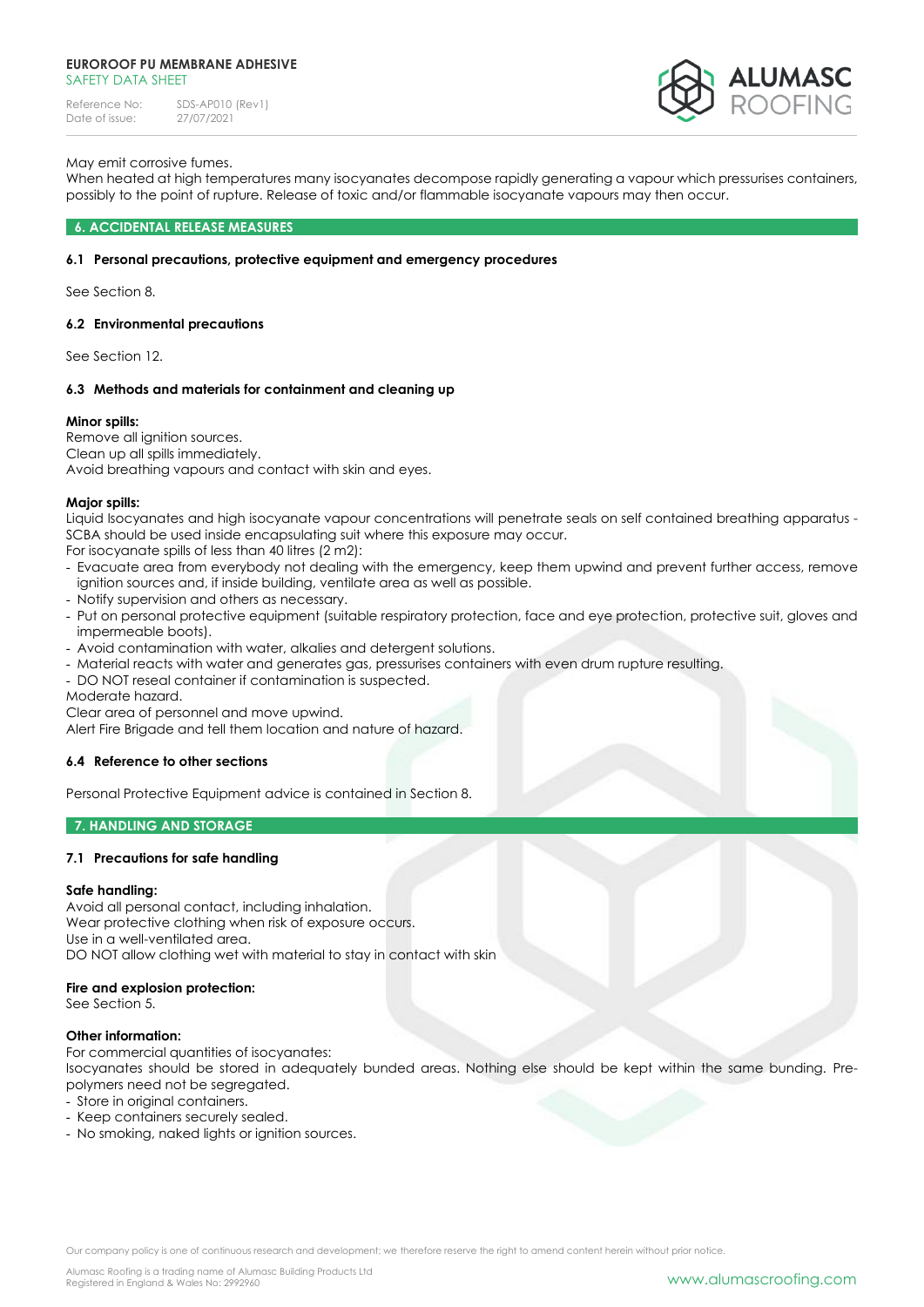May emit corrosive fumes.
When heated at high temperatures many isocyanates decompose rapidly generating a vapour which pressurises containers, possibly to the point of rupture. Release of toxic and/or flammable isocyanate vapours may then occur.

## 6. ACCIDENTAL RELEASE MEASURES

### 6.1 Personal precautions, protective equipment and emergency procedures

See Section 8.

### 6.2 Environmental precautions

See Section 12.

### 6.3 Methods and materials for containment and cleaning up

**Minor spills:**
Remove all ignition sources.
Clean up all spills immediately.
Avoid breathing vapours and contact with skin and eyes.

**Major spills:**
Liquid Isocyanates and high isocyanate vapour concentrations will penetrate seals on self contained breathing apparatus - SCBA should be used inside encapsulating suit where this exposure may occur.
For isocyanate spills of less than 40 litres (2 m2):

- Evacuate area from everybody not dealing with the emergency, keep them upwind and prevent further access, remove ignition sources and, if inside building, ventilate area as well as possible.
- Notify supervision and others as necessary.
- Put on personal protective equipment (suitable respiratory protection, face and eye protection, protective suit, gloves and impermeable boots).
- Avoid contamination with water, alkalies and detergent solutions.
- Material reacts with water and generates gas, pressurises containers with even drum rupture resulting.
- DO NOT reseal container if contamination is suspected.

Moderate hazard.
Clear area of personnel and move upwind.
Alert Fire Brigade and tell them location and nature of hazard.

### 6.4 Reference to other sections

Personal Protective Equipment advice is contained in Section 8.

## 7. HANDLING AND STORAGE

### 7.1 Precautions for safe handling

**Safe handling:**
Avoid all personal contact, including inhalation.
Wear protective clothing when risk of exposure occurs.
Use in a well-ventilated area.
DO NOT allow clothing wet with material to stay in contact with skin

**Fire and explosion protection:**
See Section 5.

**Other information:**
For commercial quantities of isocyanates:
Isocyanates should be stored in adequately bunded areas. Nothing else should be kept within the same bunding. Pre-polymers need not be segregated.

- Store in original containers.
- Keep containers securely sealed.
- No smoking, naked lights or ignition sources.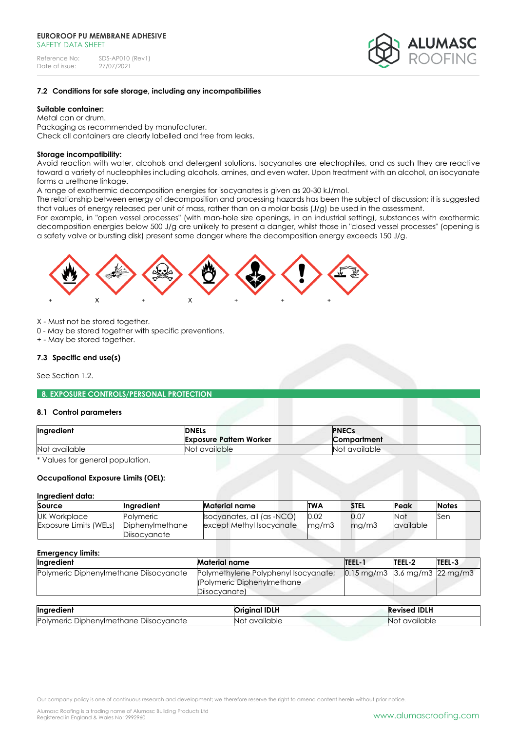### 7.2 Conditions for safe storage, including any incompatibilities

**Suitable container:**
Metal can or drum.
Packaging as recommended by manufacturer.
Check all containers are clearly labelled and free from leaks.

**Storage incompatibility:**
Avoid reaction with water, alcohols and detergent solutions. Isocyanates are electrophiles, and as such they are reactive toward a variety of nucleophiles including alcohols, amines, and even water. Upon treatment with an alcohol, an isocyanate forms a urethane linkage.
A range of exothermic decomposition energies for isocyanates is given as 20-30 kJ/mol.
The relationship between energy of decomposition and processing hazards has been the subject of discussion; it is suggested that values of energy released per unit of mass, rather than on a molar basis (J/g) be used in the assessment.
For example, in "open vessel processes" (with man-hole size openings, in an industrial setting), substances with exothermic decomposition energies below 500 J/g are unlikely to present a danger, whilst those in "closed vessel processes" (opening is a safety valve or bursting disk) present some danger where the decomposition energy exceeds 150 J/g.

+ X + X + + +

X - Must not be stored together.
0 - May be stored together with specific preventions.
\+ - May be stored together.

### 7.3 Specific end use(s)

See Section 1.2.

## 8. EXPOSURE CONTROLS/PERSONAL PROTECTION

### 8.1 Control parameters

| Ingredient | DNELs<br>Exposure Pattern Worker | PNECs<br>Compartment |
|---|---|---|
| Not available | Not available | Not available |

\* Values for general population.

**Occupational Exposure Limits (OEL):**

**Ingredient data:**

| Source | Ingredient | Material name | TWA | STEL | Peak | Notes |
|---|---|---|---|---|---|---|
| UK Workplace Exposure Limits (WELs) | Polymeric Diphenylmethane Diisocyanate | Isocyanates, all (as -NCO) except Methyl Isocyanate | 0.02 mg/m3 | 0.07 mg/m3 | Not available | Sen |

**Emergency limits:**

| Ingredient | Material name | TEEL-1 | TEEL-2 | TEEL-3 |
|---|---|---|---|---|
| Polymeric Diphenylmethane Diisocyanate | Polymethylene Polyphenyl Isocyanate; (Polymeric Diphenylmethane Diisocyanate) | 0.15 mg/m3 | 3.6 mg/m3 | 22 mg/m3 |

| Ingredient | Original IDLH | Revised IDLH |
|---|---|---|
| Polymeric Diphenylmethane Diisocyanate | Not available | Not available |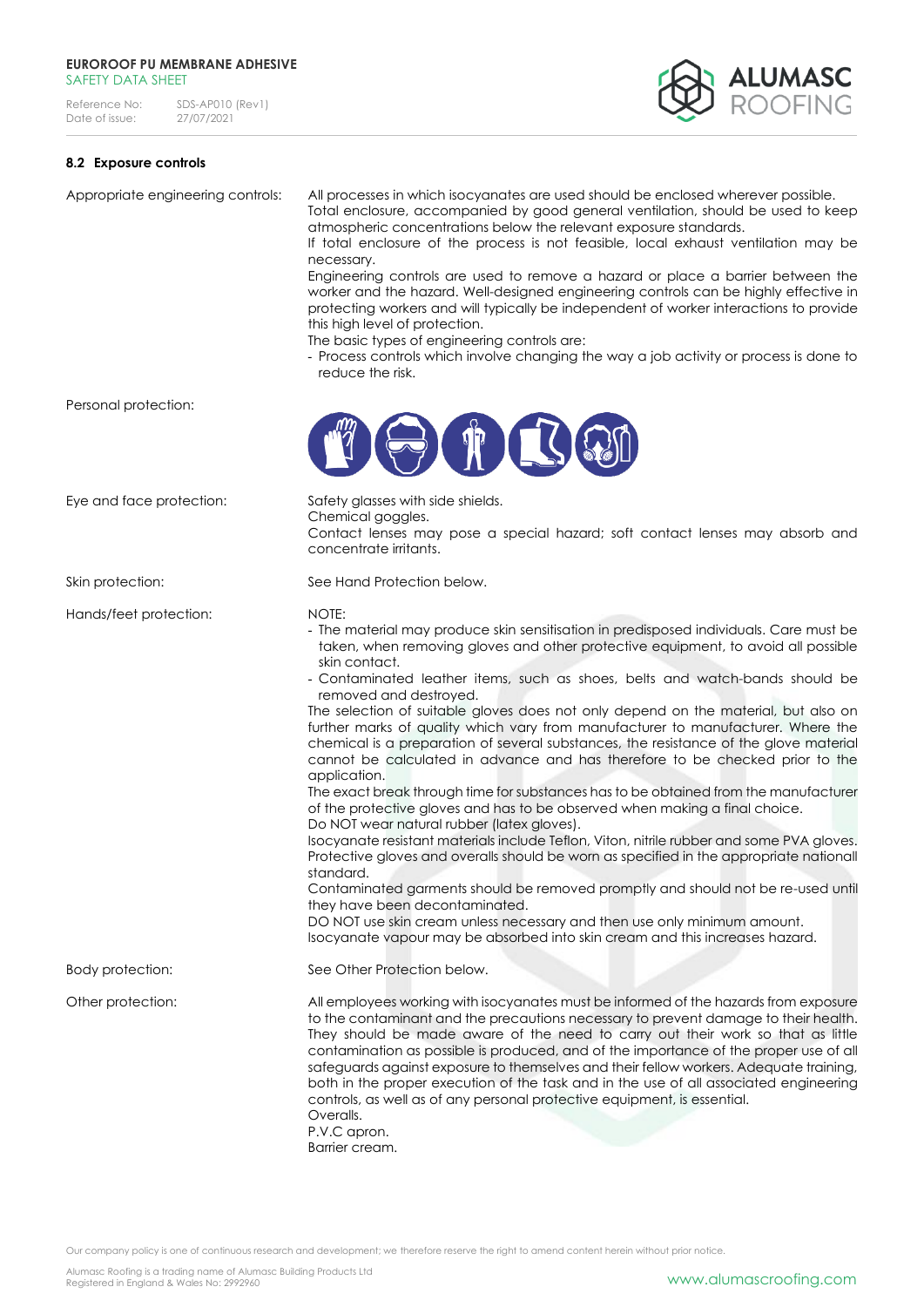### 8.2 Exposure controls

**Appropriate engineering controls:**

All processes in which isocyanates are used should be enclosed wherever possible.
Total enclosure, accompanied by good general ventilation, should be used to keep atmospheric concentrations below the relevant exposure standards.
If total enclosure of the process is not feasible, local exhaust ventilation may be necessary.
Engineering controls are used to remove a hazard or place a barrier between the worker and the hazard. Well-designed engineering controls can be highly effective in protecting workers and will typically be independent of worker interactions to provide this high level of protection.
The basic types of engineering controls are:

- Process controls which involve changing the way a job activity or process is done to reduce the risk.

**Personal protection:**

**Eye and face protection:**

Safety glasses with side shields.
Chemical goggles.
Contact lenses may pose a special hazard; soft contact lenses may absorb and concentrate irritants.

**Skin protection:**

See Hand Protection below.

**Hands/feet protection:**

NOTE:

- The material may produce skin sensitisation in predisposed individuals. Care must be taken, when removing gloves and other protective equipment, to avoid all possible skin contact.
- Contaminated leather items, such as shoes, belts and watch-bands should be removed and destroyed.

The selection of suitable gloves does not only depend on the material, but also on further marks of quality which vary from manufacturer to manufacturer. Where the chemical is a preparation of several substances, the resistance of the glove material cannot be calculated in advance and has therefore to be checked prior to the application.
The exact break through time for substances has to be obtained from the manufacturer of the protective gloves and has to be observed when making a final choice.
Do NOT wear natural rubber (latex gloves).
Isocyanate resistant materials include Teflon, Viton, nitrile rubber and some PVA gloves.
Protective gloves and overalls should be worn as specified in the appropriate nationall standard.
Contaminated garments should be removed promptly and should not be re-used until they have been decontaminated.
DO NOT use skin cream unless necessary and then use only minimum amount.
Isocyanate vapour may be absorbed into skin cream and this increases hazard.

**Body protection:**

See Other Protection below.

**Other protection:**

All employees working with isocyanates must be informed of the hazards from exposure to the contaminant and the precautions necessary to prevent damage to their health. They should be made aware of the need to carry out their work so that as little contamination as possible is produced, and of the importance of the proper use of all safeguards against exposure to themselves and their fellow workers. Adequate training, both in the proper execution of the task and in the use of all associated engineering controls, as well as of any personal protective equipment, is essential.
Overalls.
P.V.C apron.
Barrier cream.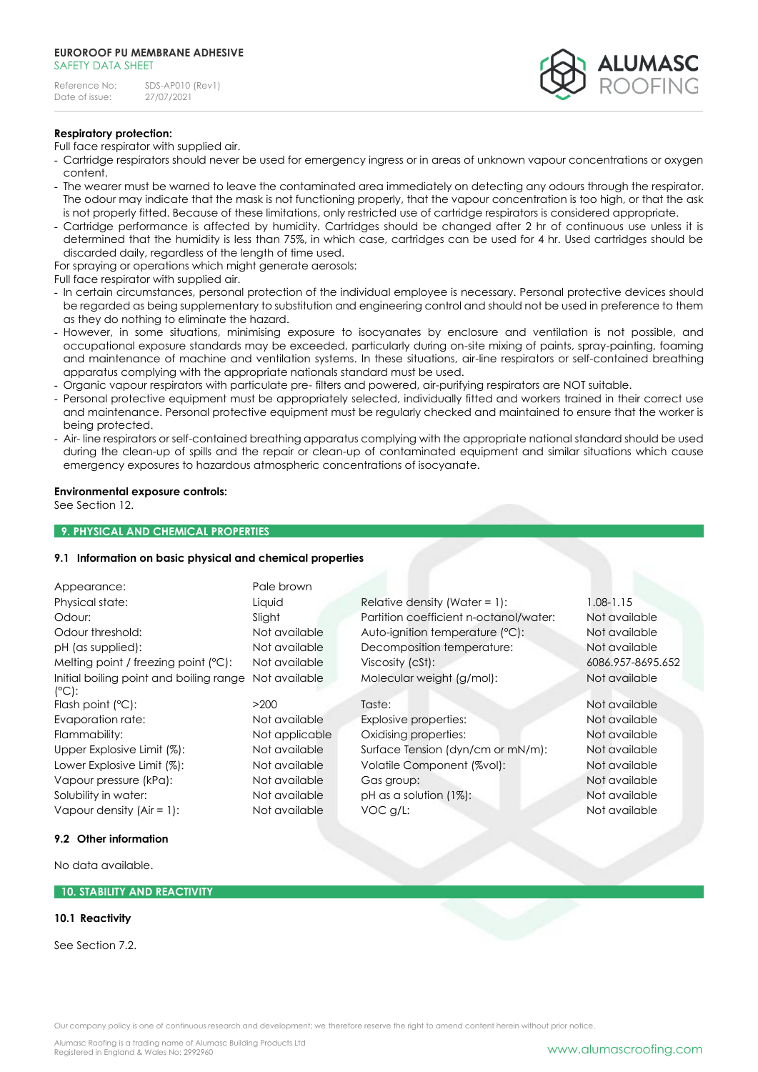**Respiratory protection:**

Full face respirator with supplied air.

- Cartridge respirators should never be used for emergency ingress or in areas of unknown vapour concentrations or oxygen content.
- The wearer must be warned to leave the contaminated area immediately on detecting any odours through the respirator. The odour may indicate that the mask is not functioning properly, that the vapour concentration is too high, or that the ask is not properly fitted. Because of these limitations, only restricted use of cartridge respirators is considered appropriate.
- Cartridge performance is affected by humidity. Cartridges should be changed after 2 hr of continuous use unless it is determined that the humidity is less than 75%, in which case, cartridges can be used for 4 hr. Used cartridges should be discarded daily, regardless of the length of time used.

For spraying or operations which might generate aerosols:

Full face respirator with supplied air.

- In certain circumstances, personal protection of the individual employee is necessary. Personal protective devices should be regarded as being supplementary to substitution and engineering control and should not be used in preference to them as they do nothing to eliminate the hazard.
- However, in some situations, minimising exposure to isocyanates by enclosure and ventilation is not possible, and occupational exposure standards may be exceeded, particularly during on-site mixing of paints, spray-painting, foaming and maintenance of machine and ventilation systems. In these situations, air-line respirators or self-contained breathing apparatus complying with the appropriate nationals standard must be used.
- Organic vapour respirators with particulate pre- filters and powered, air-purifying respirators are NOT suitable.
- Personal protective equipment must be appropriately selected, individually fitted and workers trained in their correct use and maintenance. Personal protective equipment must be regularly checked and maintained to ensure that the worker is being protected.
- Air- line respirators or self-contained breathing apparatus complying with the appropriate national standard should be used during the clean-up of spills and the repair or clean-up of contaminated equipment and similar situations which cause emergency exposures to hazardous atmospheric concentrations of isocyanate.

**Environmental exposure controls:**

See Section 12.

## 9. PHYSICAL AND CHEMICAL PROPERTIES

### 9.1 Information on basic physical and chemical properties

| Property | Value | Property | Value |
|---|---|---|---|
| Appearance: | Pale brown | | |
| Physical state: | Liquid | Relative density (Water = 1): | 1.08-1.15 |
| Odour: | Slight | Partition coefficient n-octanol/water: | Not available |
| Odour threshold: | Not available | Auto-ignition temperature (°C): | Not available |
| pH (as supplied): | Not available | Decomposition temperature: | Not available |
| Melting point / freezing point (°C): | Not available | Viscosity (cSt): | 6086.957-8695.652 |
| Initial boiling point and boiling range (°C): | Not available | Molecular weight (g/mol): | Not available |
| Flash point (°C): | >200 | Taste: | Not available |
| Evaporation rate: | Not available | Explosive properties: | Not available |
| Flammability: | Not applicable | Oxidising properties: | Not available |
| Upper Explosive Limit (%): | Not available | Surface Tension (dyn/cm or mN/m): | Not available |
| Lower Explosive Limit (%): | Not available | Volatile Component (%vol): | Not available |
| Vapour pressure (kPa): | Not available | Gas group: | Not available |
| Solubility in water: | Not available | pH as a solution (1%): | Not available |
| Vapour density (Air = 1): | Not available | VOC g/L: | Not available |

### 9.2 Other information

No data available.

## 10. STABILITY AND REACTIVITY

### 10.1 Reactivity

See Section 7.2.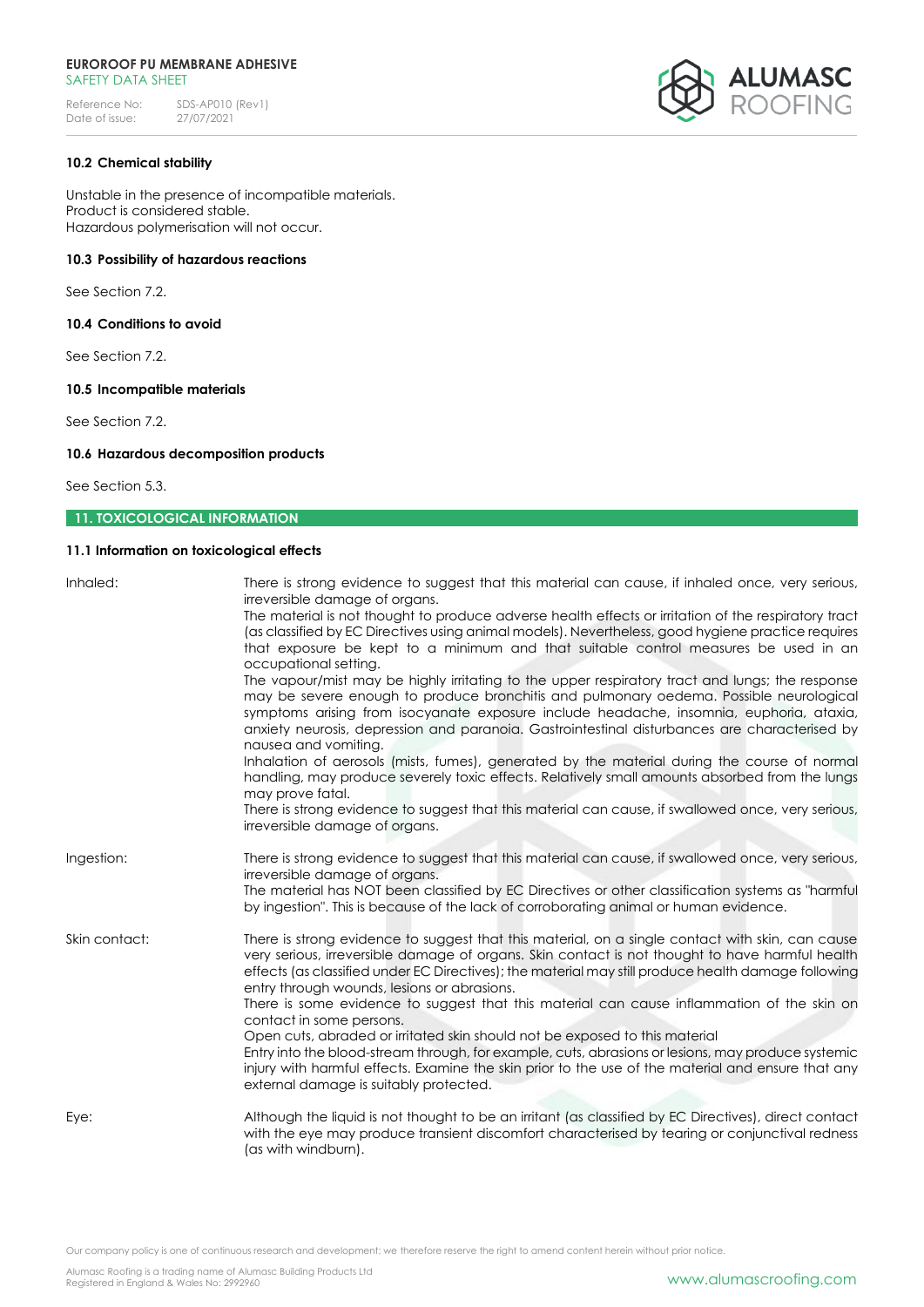### 10.2 Chemical stability

Unstable in the presence of incompatible materials.
Product is considered stable.
Hazardous polymerisation will not occur.

### 10.3 Possibility of hazardous reactions

See Section 7.2.

### 10.4 Conditions to avoid

See Section 7.2.

### 10.5 Incompatible materials

See Section 7.2.

### 10.6 Hazardous decomposition products

See Section 5.3.

## 11. TOXICOLOGICAL INFORMATION

### 11.1 Information on toxicological effects

| | |
|---|---|
| Inhaled: | There is strong evidence to suggest that this material can cause, if inhaled once, very serious, irreversible damage of organs. The material is not thought to produce adverse health effects or irritation of the respiratory tract (as classified by EC Directives using animal models). Nevertheless, good hygiene practice requires that exposure be kept to a minimum and that suitable control measures be used in an occupational setting. The vapour/mist may be highly irritating to the upper respiratory tract and lungs; the response may be severe enough to produce bronchitis and pulmonary oedema. Possible neurological symptoms arising from isocyanate exposure include headache, insomnia, euphoria, ataxia, anxiety neurosis, depression and paranoia. Gastrointestinal disturbances are characterised by nausea and vomiting. Inhalation of aerosols (mists, fumes), generated by the material during the course of normal handling, may produce severely toxic effects. Relatively small amounts absorbed from the lungs may prove fatal. There is strong evidence to suggest that this material can cause, if swallowed once, very serious, irreversible damage of organs. |
| Ingestion: | There is strong evidence to suggest that this material can cause, if swallowed once, very serious, irreversible damage of organs. The material has NOT been classified by EC Directives or other classification systems as "harmful by ingestion". This is because of the lack of corroborating animal or human evidence. |
| Skin contact: | There is strong evidence to suggest that this material, on a single contact with skin, can cause very serious, irreversible damage of organs. Skin contact is not thought to have harmful health effects (as classified under EC Directives); the material may still produce health damage following entry through wounds, lesions or abrasions. There is some evidence to suggest that this material can cause inflammation of the skin on contact in some persons. Open cuts, abraded or irritated skin should not be exposed to this material Entry into the blood-stream through, for example, cuts, abrasions or lesions, may produce systemic injury with harmful effects. Examine the skin prior to the use of the material and ensure that any external damage is suitably protected. |
| Eye: | Although the liquid is not thought to be an irritant (as classified by EC Directives), direct contact with the eye may produce transient discomfort characterised by tearing or conjunctival redness (as with windburn). |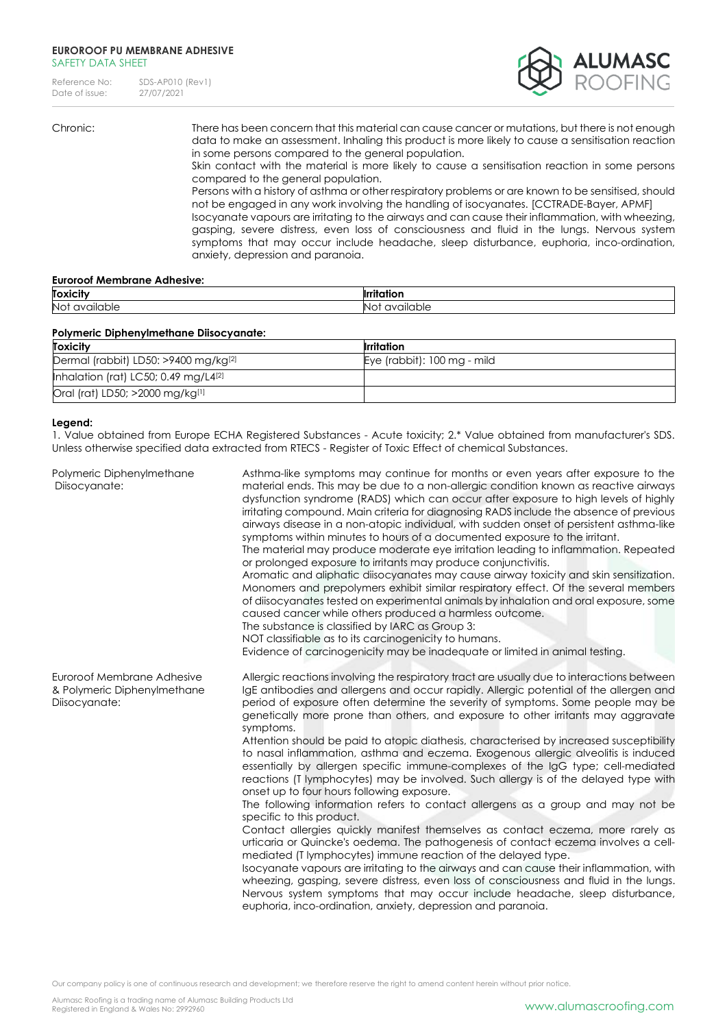Chronic: There has been concern that this material can cause cancer or mutations, but there is not enough data to make an assessment. Inhaling this product is more likely to cause a sensitisation reaction in some persons compared to the general population.
Skin contact with the material is more likely to cause a sensitisation reaction in some persons compared to the general population.
Persons with a history of asthma or other respiratory problems or are known to be sensitised, should not be engaged in any work involving the handling of isocyanates. [CCTRADE-Bayer, APMF]
Isocyanate vapours are irritating to the airways and can cause their inflammation, with wheezing, gasping, severe distress, even loss of consciousness and fluid in the lungs. Nervous system symptoms that may occur include headache, sleep disturbance, euphoria, inco-ordination, anxiety, depression and paranoia.

**Euroroof Membrane Adhesive:**

| Toxicity | Irritation |
|---|---|
| Not available | Not available |

**Polymeric Diphenylmethane Diisocyanate:**

| Toxicity | Irritation |
|---|---|
| Dermal (rabbit) LD50: >9400 mg/kg[2] | Eye (rabbit): 100 mg - mild |
| Inhalation (rat) LC50; 0.49 mg/L4[2] | |
| Oral (rat) LD50; >2000 mg/kg[1] | |

**Legend:**
1. Value obtained from Europe ECHA Registered Substances - Acute toxicity; 2.* Value obtained from manufacturer's SDS. Unless otherwise specified data extracted from RTECS - Register of Toxic Effect of chemical Substances.

Polymeric Diphenylmethane Diisocyanate: Asthma-like symptoms may continue for months or even years after exposure to the material ends. This may be due to a non-allergic condition known as reactive airways dysfunction syndrome (RADS) which can occur after exposure to high levels of highly irritating compound. Main criteria for diagnosing RADS include the absence of previous airways disease in a non-atopic individual, with sudden onset of persistent asthma-like symptoms within minutes to hours of a documented exposure to the irritant.
The material may produce moderate eye irritation leading to inflammation. Repeated or prolonged exposure to irritants may produce conjunctivitis.
Aromatic and aliphatic diisocyanates may cause airway toxicity and skin sensitization. Monomers and prepolymers exhibit similar respiratory effect. Of the several members of diisocyanates tested on experimental animals by inhalation and oral exposure, some caused cancer while others produced a harmless outcome.
The substance is classified by IARC as Group 3:
NOT classifiable as to its carcinogenicity to humans.
Evidence of carcinogenicity may be inadequate or limited in animal testing.

Euroroof Membrane Adhesive & Polymeric Diphenylmethane Diisocyanate: Allergic reactions involving the respiratory tract are usually due to interactions between IgE antibodies and allergens and occur rapidly. Allergic potential of the allergen and period of exposure often determine the severity of symptoms. Some people may be genetically more prone than others, and exposure to other irritants may aggravate symptoms.
Attention should be paid to atopic diathesis, characterised by increased susceptibility to nasal inflammation, asthma and eczema. Exogenous allergic alveolitis is induced essentially by allergen specific immune-complexes of the IgG type; cell-mediated reactions (T lymphocytes) may be involved. Such allergy is of the delayed type with onset up to four hours following exposure.
The following information refers to contact allergens as a group and may not be specific to this product.
Contact allergies quickly manifest themselves as contact eczema, more rarely as urticaria or Quincke's oedema. The pathogenesis of contact eczema involves a cell-mediated (T lymphocytes) immune reaction of the delayed type.
Isocyanate vapours are irritating to the airways and can cause their inflammation, with wheezing, gasping, severe distress, even loss of consciousness and fluid in the lungs. Nervous system symptoms that may occur include headache, sleep disturbance, euphoria, inco-ordination, anxiety, depression and paranoia.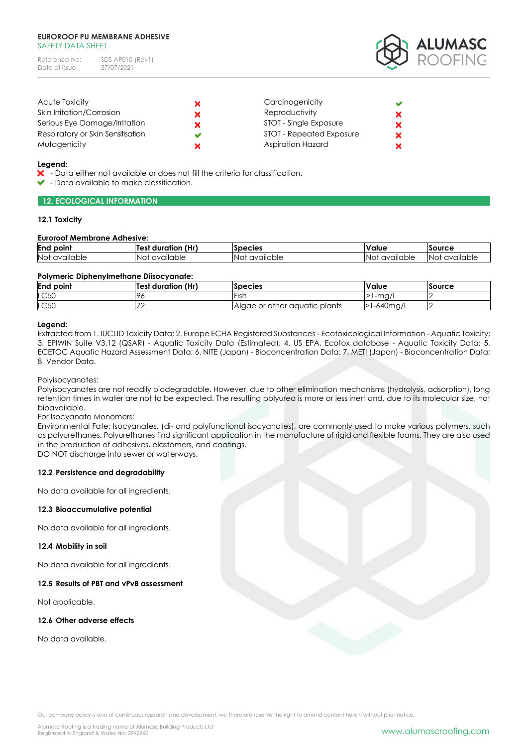| | | | |
|---|---|---|---|
| Acute Toxicity | ✘ | Carcinogenicity | ✔ |
| Skin Irritation/Corrosion | ✘ | Reproductivity | ✘ |
| Serious Eye Damage/Irritation | ✘ | STOT - Single Exposure | ✘ |
| Respiratory or Skin Sensitisation | ✔ | STOT - Repeated Exposure | ✘ |
| Mutagenicity | ✘ | Aspiration Hazard | ✘ |

**Legend:**

✘ - Data either not available or does not fill the criteria for classification.

✔ - Data available to make classification.

## 12. ECOLOGICAL INFORMATION

### 12.1 Toxicity

**Euroroof Membrane Adhesive:**

| End point | Test duration (Hr) | Species | Value | Source |
|---|---|---|---|---|
| Not available | Not available | Not available | Not available | Not available |

**Polymeric Diphenylmethane Diisocyanate:**

| End point | Test duration (Hr) | Species | Value | Source |
|---|---|---|---|---|
| LC50 | 96 | Fish | >1-mg/L | 2 |
| LC50 | 72 | Algae or other aquatic plants | >1-640mg/L | 2 |

**Legend:**

Extracted from 1. IUCLID Toxicity Data; 2. Europe ECHA Registered Substances - Ecotoxicological Information - Aquatic Toxicity; 3. EPIWIN Suite V3.12 (QSAR) - Aquatic Toxicity Data (Estimated); 4. US EPA, Ecotox database - Aquatic Toxicity Data; 5. ECETOC Aquatic Hazard Assessment Data; 6. NITE (Japan) - Bioconcentration Data; 7. METI (Japan) - Bioconcentration Data; 8. Vendor Data.

Polyisocyanates:

Polyisocyanates are not readily biodegradable. However, due to other elimination mechanisms (hydrolysis, adsorption), long retention times in water are not to be expected. The resulting polyurea is more or less inert and, due to its molecular size, not bioavailable.

For Isocyanate Monomers:

Environmental Fate: Isocyanates, (di- and polyfunctional isocyanates), are commonly used to make various polymers, such as polyurethanes. Polyurethanes find significant application in the manufacture of rigid and flexible foams. They are also used in the production of adhesives, elastomers, and coatings.

DO NOT discharge into sewer or waterways.

### 12.2 Persistence and degradability

No data available for all ingredients.

### 12.3 Bioaccumulative potential

No data available for all ingredients.

### 12.4 Mobility in soil

No data available for all ingredients.

### 12.5 Results of PBT and vPvB assessment

Not applicable.

### 12.6 Other adverse effects

No data available.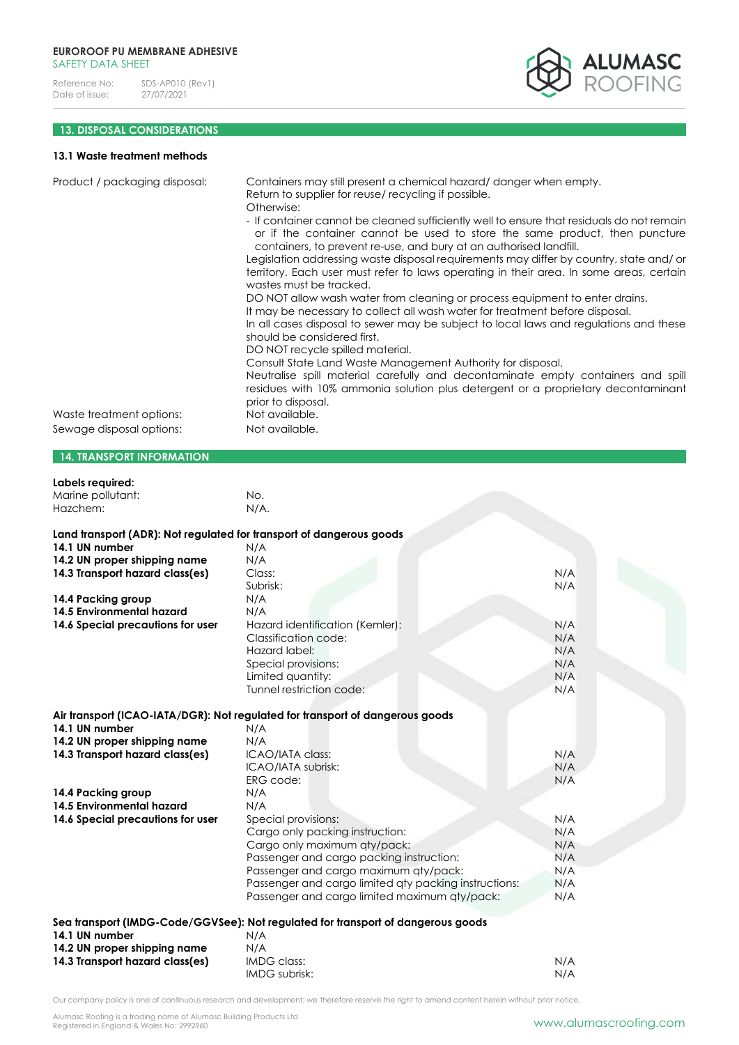## 13. DISPOSAL CONSIDERATIONS

### 13.1 Waste treatment methods

| | |
|---|---|
| Product / packaging disposal: | Containers may still present a chemical hazard/ danger when empty.<br>Return to supplier for reuse/ recycling if possible.<br>Otherwise:<br>- If container cannot be cleaned sufficiently well to ensure that residuals do not remain or if the container cannot be used to store the same product, then puncture containers, to prevent re-use, and bury at an authorised landfill.<br>Legislation addressing waste disposal requirements may differ by country, state and/ or territory. Each user must refer to laws operating in their area. In some areas, certain wastes must be tracked.<br>DO NOT allow wash water from cleaning or process equipment to enter drains.<br>It may be necessary to collect all wash water for treatment before disposal.<br>In all cases disposal to sewer may be subject to local laws and regulations and these should be considered first.<br>DO NOT recycle spilled material.<br>Consult State Land Waste Management Authority for disposal.<br>Neutralise spill material carefully and decontaminate empty containers and spill residues with 10% ammonia solution plus detergent or a proprietary decontaminant prior to disposal. |
| Waste treatment options: | Not available. |
| Sewage disposal options: | Not available. |

## 14. TRANSPORT INFORMATION

**Labels required:**

| | |
|---|---|
| Marine pollutant: | No. |
| Hazchem: | N/A. |

**Land transport (ADR): Not regulated for transport of dangerous goods**

| | | |
|---|---|---|
| **14.1 UN number** | N/A | |
| **14.2 UN proper shipping name** | N/A | |
| **14.3 Transport hazard class(es)** | Class: | N/A |
| | Subrisk: | N/A |
| **14.4 Packing group** | N/A | |
| **14.5 Environmental hazard** | N/A | |
| **14.6 Special precautions for user** | Hazard identification (Kemler): | N/A |
| | Classification code: | N/A |
| | Hazard label: | N/A |
| | Special provisions: | N/A |
| | Limited quantity: | N/A |
| | Tunnel restriction code: | N/A |

**Air transport (ICAO-IATA/DGR): Not regulated for transport of dangerous goods**

| | | |
|---|---|---|
| **14.1 UN number** | N/A | |
| **14.2 UN proper shipping name** | N/A | |
| **14.3 Transport hazard class(es)** | ICAO/IATA class: | N/A |
| | ICAO/IATA subrisk: | N/A |
| | ERG code: | N/A |
| **14.4 Packing group** | N/A | |
| **14.5 Environmental hazard** | N/A | |
| **14.6 Special precautions for user** | Special provisions: | N/A |
| | Cargo only packing instruction: | N/A |
| | Cargo only maximum qty/pack: | N/A |
| | Passenger and cargo packing instruction: | N/A |
| | Passenger and cargo maximum qty/pack: | N/A |
| | Passenger and cargo limited qty packing instructions: | N/A |
| | Passenger and cargo limited maximum qty/pack: | N/A |

**Sea transport (IMDG-Code/GGVSee): Not regulated for transport of dangerous goods**

| | | |
|---|---|---|
| **14.1 UN number** | N/A | |
| **14.2 UN proper shipping name** | N/A | |
| **14.3 Transport hazard class(es)** | IMDG class: | N/A |
| | IMDG subrisk: | N/A |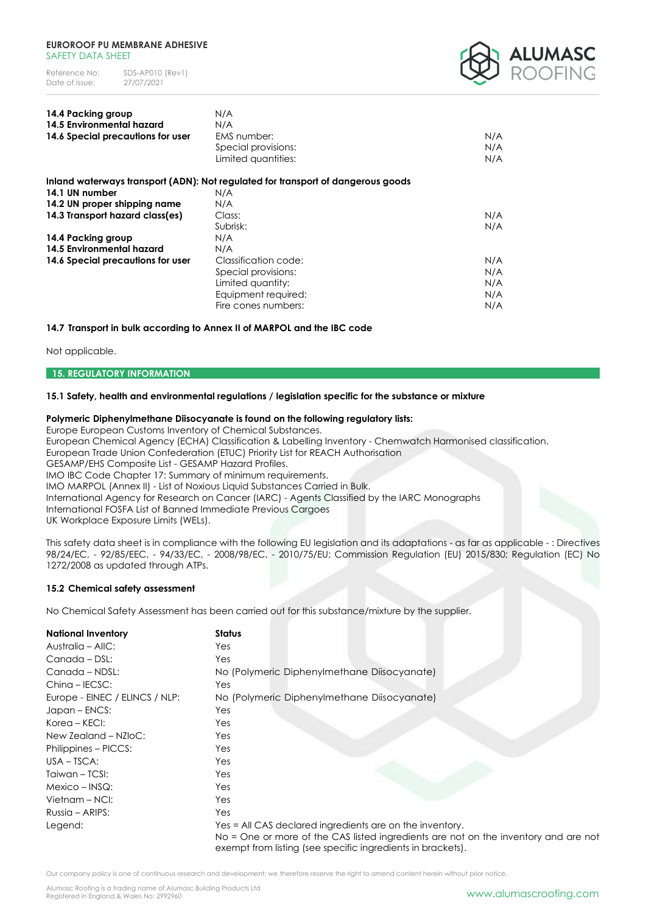| | | |
|---|---|---|
| **14.4 Packing group** | N/A | |
| **14.5 Environmental hazard** | N/A | |
| **14.6 Special precautions for user** | EMS number: | N/A |
| | Special provisions: | N/A |
| | Limited quantities: | N/A |

**Inland waterways transport (ADN): Not regulated for transport of dangerous goods**

| | | |
|---|---|---|
| **14.1 UN number** | N/A | |
| **14.2 UN proper shipping name** | N/A | |
| **14.3 Transport hazard class(es)** | Class: | N/A |
| | Subrisk: | N/A |
| **14.4 Packing group** | N/A | |
| **14.5 Environmental hazard** | N/A | |
| **14.6 Special precautions for user** | Classification code: | N/A |
| | Special provisions: | N/A |
| | Limited quantity: | N/A |
| | Equipment required: | N/A |
| | Fire cones numbers: | N/A |

### 14.7 Transport in bulk according to Annex II of MARPOL and the IBC code

Not applicable.

## 15. REGULATORY INFORMATION

### 15.1 Safety, health and environmental regulations / legislation specific for the substance or mixture

**Polymeric Diphenylmethane Diisocyanate is found on the following regulatory lists:**

Europe European Customs Inventory of Chemical Substances.
European Chemical Agency (ECHA) Classification & Labelling Inventory - Chemwatch Harmonised classification.
European Trade Union Confederation (ETUC) Priority List for REACH Authorisation
GESAMP/EHS Composite List - GESAMP Hazard Profiles.
IMO IBC Code Chapter 17: Summary of minimum requirements.
IMO MARPOL (Annex II) - List of Noxious Liquid Substances Carried in Bulk.
International Agency for Research on Cancer (IARC) - Agents Classified by the IARC Monographs
International FOSFA List of Banned Immediate Previous Cargoes
UK Workplace Exposure Limits (WELs).

This safety data sheet is in compliance with the following EU legislation and its adaptations - as far as applicable - : Directives 98/24/EC, - 92/85/EEC, - 94/33/EC, - 2008/98/EC, - 2010/75/EU; Commission Regulation (EU) 2015/830; Regulation (EC) No 1272/2008 as updated through ATPs.

### 15.2 Chemical safety assessment

No Chemical Safety Assessment has been carried out for this substance/mixture by the supplier.

| National Inventory | Status |
|---|---|
| Australia – AIIC: | Yes |
| Canada – DSL: | Yes |
| Canada – NDSL: | No (Polymeric Diphenylmethane Diisocyanate) |
| China – IECSC: | Yes |
| Europe - EINEC / ELINCS / NLP: | No (Polymeric Diphenylmethane Diisocyanate) |
| Japan – ENCS: | Yes |
| Korea – KECI: | Yes |
| New Zealand – NZIoC: | Yes |
| Philippines – PICCS: | Yes |
| USA – TSCA: | Yes |
| Taiwan – TCSI: | Yes |
| Mexico – INSQ: | Yes |
| Vietnam – NCI: | Yes |
| Russia – ARIPS: | Yes |
| Legend: | Yes = All CAS declared ingredients are on the inventory. No = One or more of the CAS listed ingredients are not on the inventory and are not exempt from listing (see specific ingredients in brackets). |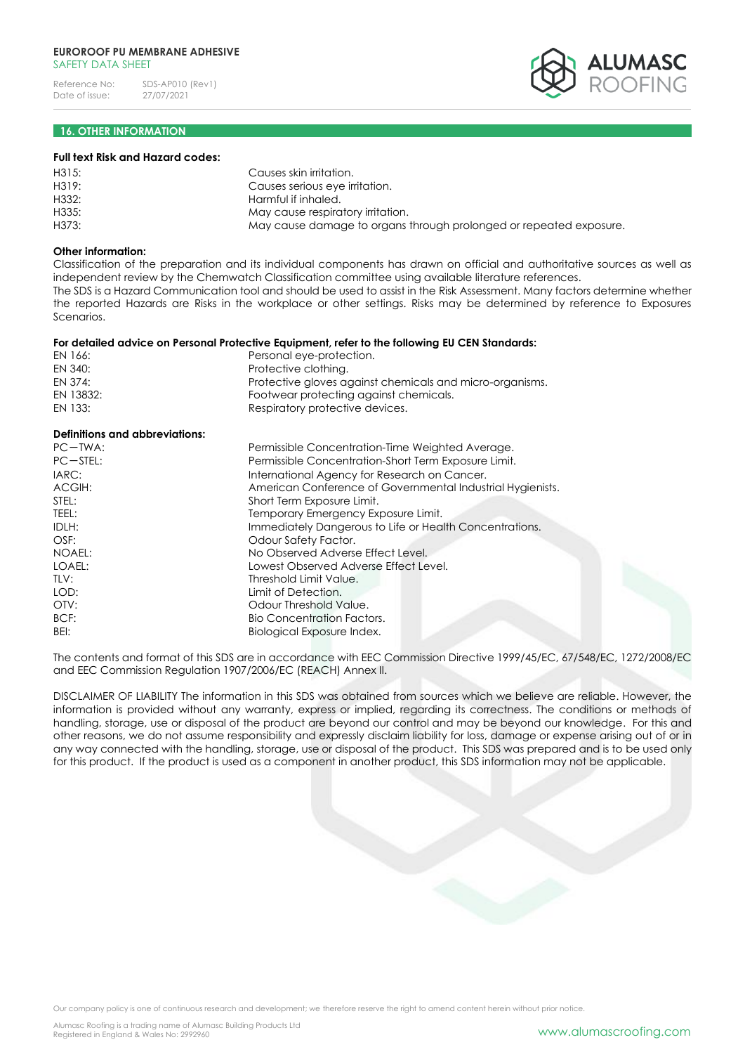## 16. OTHER INFORMATION

**Full text Risk and Hazard codes:**

| | |
|---|---|
| H315: | Causes skin irritation. |
| H319: | Causes serious eye irritation. |
| H332: | Harmful if inhaled. |
| H335: | May cause respiratory irritation. |
| H373: | May cause damage to organs through prolonged or repeated exposure. |

**Other information:**

Classification of the preparation and its individual components has drawn on official and authoritative sources as well as independent review by the Chemwatch Classification committee using available literature references.
The SDS is a Hazard Communication tool and should be used to assist in the Risk Assessment. Many factors determine whether the reported Hazards are Risks in the workplace or other settings. Risks may be determined by reference to Exposures Scenarios.

**For detailed advice on Personal Protective Equipment, refer to the following EU CEN Standards:**

| | |
|---|---|
| EN 166: | Personal eye-protection. |
| EN 340: | Protective clothing. |
| EN 374: | Protective gloves against chemicals and micro-organisms. |
| EN 13832: | Footwear protecting against chemicals. |
| EN 133: | Respiratory protective devices. |

**Definitions and abbreviations:**

| | |
|---|---|
| PC—TWA: | Permissible Concentration-Time Weighted Average. |
| PC—STEL: | Permissible Concentration-Short Term Exposure Limit. |
| IARC: | International Agency for Research on Cancer. |
| ACGIH: | American Conference of Governmental Industrial Hygienists. |
| STEL: | Short Term Exposure Limit. |
| TEEL: | Temporary Emergency Exposure Limit. |
| IDLH: | Immediately Dangerous to Life or Health Concentrations. |
| OSF: | Odour Safety Factor. |
| NOAEL: | No Observed Adverse Effect Level. |
| LOAEL: | Lowest Observed Adverse Effect Level. |
| TLV: | Threshold Limit Value. |
| LOD: | Limit of Detection. |
| OTV: | Odour Threshold Value. |
| BCF: | Bio Concentration Factors. |
| BEI: | Biological Exposure Index. |

The contents and format of this SDS are in accordance with EEC Commission Directive 1999/45/EC, 67/548/EC, 1272/2008/EC and EEC Commission Regulation 1907/2006/EC (REACH) Annex II.

DISCLAIMER OF LIABILITY The information in this SDS was obtained from sources which we believe are reliable. However, the information is provided without any warranty, express or implied, regarding its correctness. The conditions or methods of handling, storage, use or disposal of the product are beyond our control and may be beyond our knowledge. For this and other reasons, we do not assume responsibility and expressly disclaim liability for loss, damage or expense arising out of or in any way connected with the handling, storage, use or disposal of the product. This SDS was prepared and is to be used only for this product. If the product is used as a component in another product, this SDS information may not be applicable.